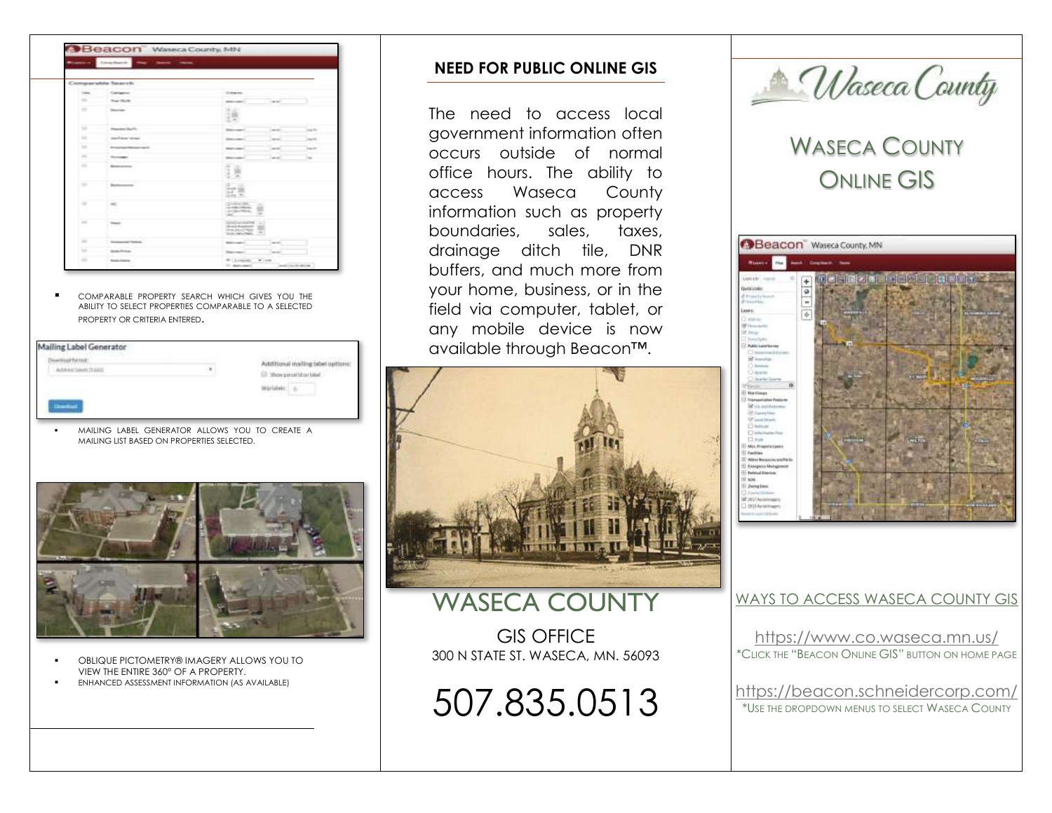- COMPARABLE PROPERTY SEARCH WHICH GIVES YOU THE ABILITY TO SELECT PROPERTIES COMPARABLE TO A SELECTED PROPERTY OR CRITERIA ENTERED.

- MAILING LABEL GENERATOR ALLOWS YOU TO CREATE A MAILING LIST BASED ON PROPERTIES SELECTED.

- OBLIQUE PICTOMETRY® IMAGERY ALLOWS YOU TO VIEW THE ENTIRE 360° OF A PROPERTY.
- ENHANCED ASSESSMENT INFORMATION (AS AVAILABLE)

## NEED FOR PUBLIC ONLINE GIS

The need to access local government information often occurs outside of normal office hours. The ability to access Waseca County information such as property boundaries, sales, taxes, drainage ditch tile, DNR buffers, and much more from your home, business, or in the field via computer, tablet, or any mobile device is now available through Beacon™.

# WASECA COUNTY

GIS OFFICE

300 N STATE ST. WASECA, MN. 56093

# 507.835.0513

Waseca County

# WASECA COUNTY ONLINE GIS

## WAYS TO ACCESS WASECA COUNTY GIS

https://www.co.waseca.mn.us/

*CLICK THE "BEACON ONLINE GIS" BUTTON ON HOME PAGE

https://beacon.schneidercorp.com/

*USE THE DROPDOWN MENUS TO SELECT WASECA COUNTY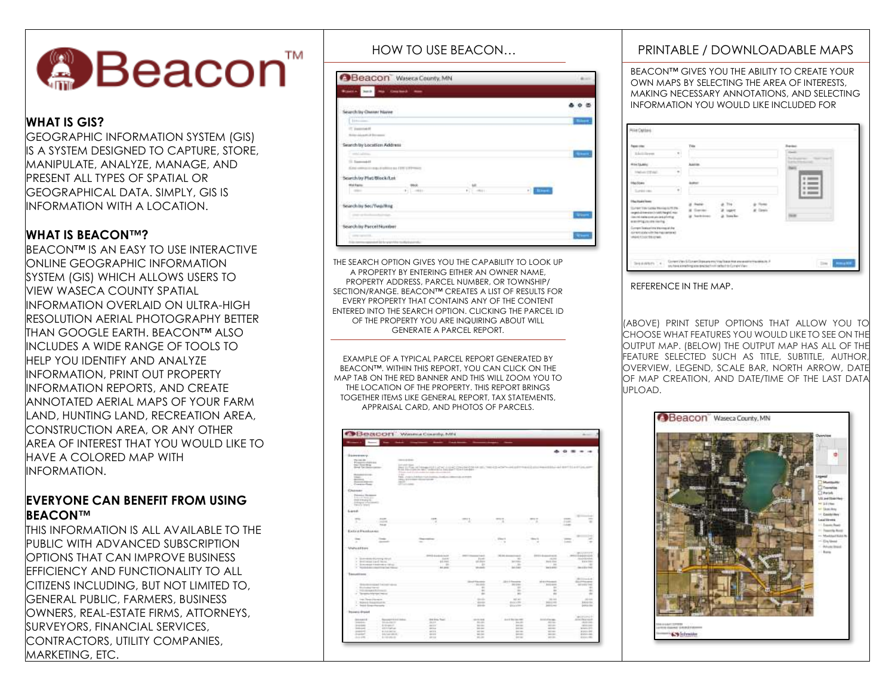# Beacon™

**WHAT IS GIS?**

GEOGRAPHIC INFORMATION SYSTEM (GIS) IS A SYSTEM DESIGNED TO CAPTURE, STORE, MANIPULATE, ANALYZE, MANAGE, AND PRESENT ALL TYPES OF SPATIAL OR GEOGRAPHICAL DATA. SIMPLY, GIS IS INFORMATION WITH A LOCATION.

**WHAT IS BEACON™?**

BEACON™ IS AN EASY TO USE INTERACTIVE ONLINE GEOGRAPHIC INFORMATION SYSTEM (GIS) WHICH ALLOWS USERS TO VIEW WASECA COUNTY SPATIAL INFORMATION OVERLAID ON ULTRA-HIGH RESOLUTION AERIAL PHOTOGRAPHY BETTER THAN GOOGLE EARTH. BEACON™ ALSO INCLUDES A WIDE RANGE OF TOOLS TO HELP YOU IDENTIFY AND ANALYZE INFORMATION, PRINT OUT PROPERTY INFORMATION REPORTS, AND CREATE ANNOTATED AERIAL MAPS OF YOUR FARM LAND, HUNTING LAND, RECREATION AREA, CONSTRUCTION AREA, OR ANY OTHER AREA OF INTEREST THAT YOU WOULD LIKE TO HAVE A COLORED MAP WITH INFORMATION.

**EVERYONE CAN BENEFIT FROM USING BEACON™**

THIS INFORMATION IS ALL AVAILABLE TO THE PUBLIC WITH ADVANCED SUBSCRIPTION OPTIONS THAT CAN IMPROVE BUSINESS EFFICIENCY AND FUNCTIONALITY TO ALL CITIZENS INCLUDING, BUT NOT LIMITED TO, GENERAL PUBLIC, FARMERS, BUSINESS OWNERS, REAL-ESTATE FIRMS, ATTORNEYS, SURVEYORS, FINANCIAL SERVICES, CONTRACTORS, UTILITY COMPANIES, MARKETING, ETC.

## HOW TO USE BEACON…

THE SEARCH OPTION GIVES YOU THE CAPABILITY TO LOOK UP A PROPERTY BY ENTERING EITHER AN OWNER NAME, PROPERTY ADDRESS, PARCEL NUMBER, OR TOWNSHIP/ SECTION/RANGE. BEACON™ CREATES A LIST OF RESULTS FOR EVERY PROPERTY THAT CONTAINS ANY OF THE CONTENT ENTERED INTO THE SEARCH OPTION. CLICKING THE PARCEL ID OF THE PROPERTY YOU ARE INQUIRING ABOUT WILL GENERATE A PARCEL REPORT.

EXAMPLE OF A TYPICAL PARCEL REPORT GENERATED BY BEACON™. WITHIN THIS REPORT, YOU CAN CLICK ON THE MAP TAB ON THE RED BANNER AND THIS WILL ZOOM YOU TO THE LOCATION OF THE PROPERTY. THIS REPORT BRINGS TOGETHER ITEMS LIKE GENERAL REPORT, TAX STATEMENTS, APPRAISAL CARD, AND PHOTOS OF PARCELS.

## PRINTABLE / DOWNLOADABLE MAPS

BEACON™ GIVES YOU THE ABILITY TO CREATE YOUR OWN MAPS BY SELECTING THE AREA OF INTERESTS, MAKING NECESSARY ANNOTATIONS, AND SELECTING INFORMATION YOU WOULD LIKE INCLUDED FOR REFERENCE IN THE MAP.

(ABOVE) PRINT SETUP OPTIONS THAT ALLOW YOU TO CHOOSE WHAT FEATURES YOU WOULD LIKE TO SEE ON THE OUTPUT MAP. (BELOW) THE OUTPUT MAP HAS ALL OF THE FEATURE SELECTED SUCH AS TITLE, SUBTITLE, AUTHOR, OVERVIEW, LEGEND, SCALE BAR, NORTH ARROW, DATE OF MAP CREATION, AND DATE/TIME OF THE LAST DATA UPLOAD.